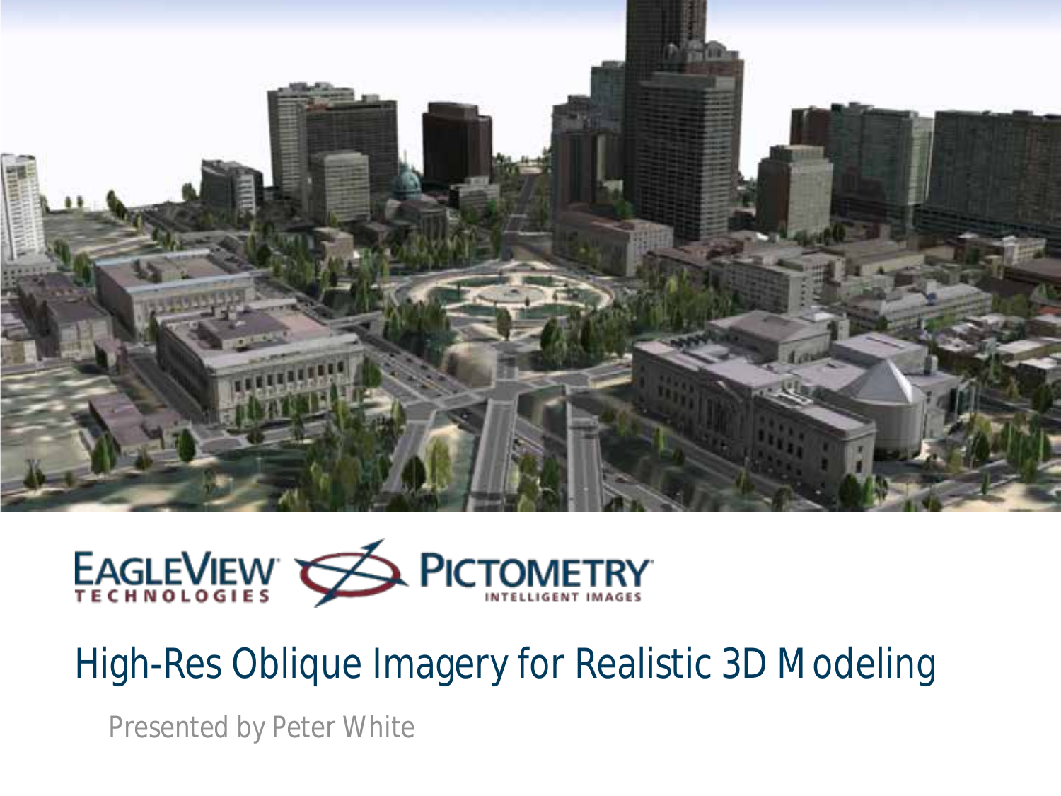# High-Res Oblique Imagery for Realistic 3D Modeling

Presented by Peter White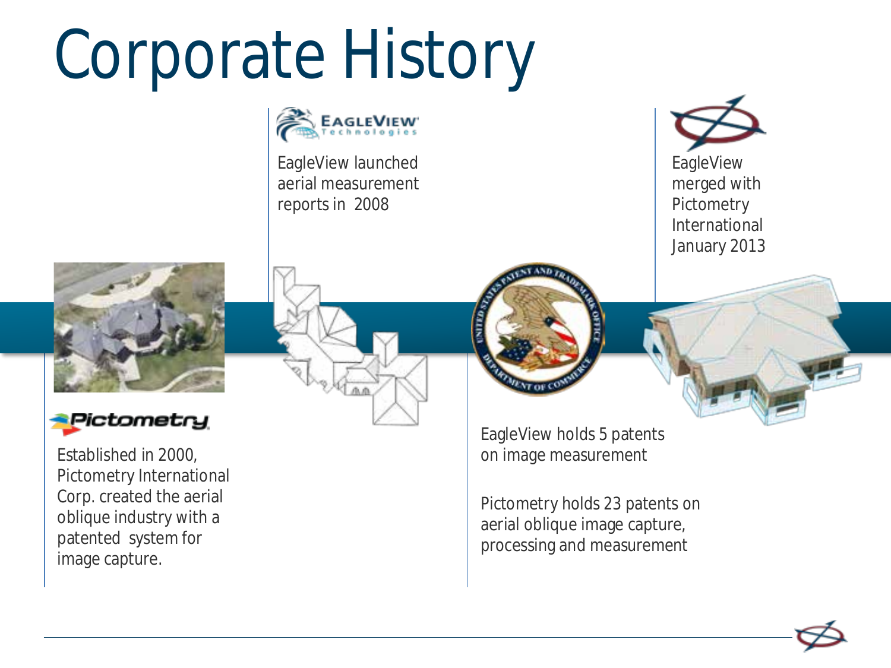# Corporate History

Pictometry

Established in 2000, Pictometry International Corp. created the aerial oblique industry with a patented system for image capture.

EagleView Technologies

EagleView launched aerial measurement reports in 2008

EagleView holds 5 patents on image measurement

Pictometry holds 23 patents on aerial oblique image capture, processing and measurement

EagleView merged with Pictometry International January 2013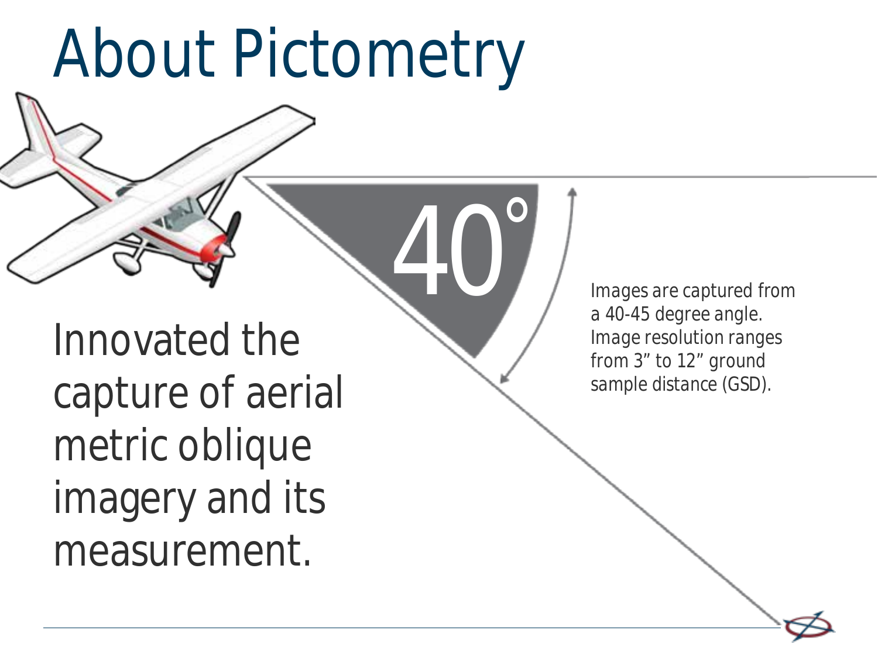# About Pictometry

40°

Innovated the capture of aerial metric oblique imagery and its measurement.

Images are captured from a 40-45 degree angle. Image resolution ranges from 3” to 12” ground sample distance (GSD).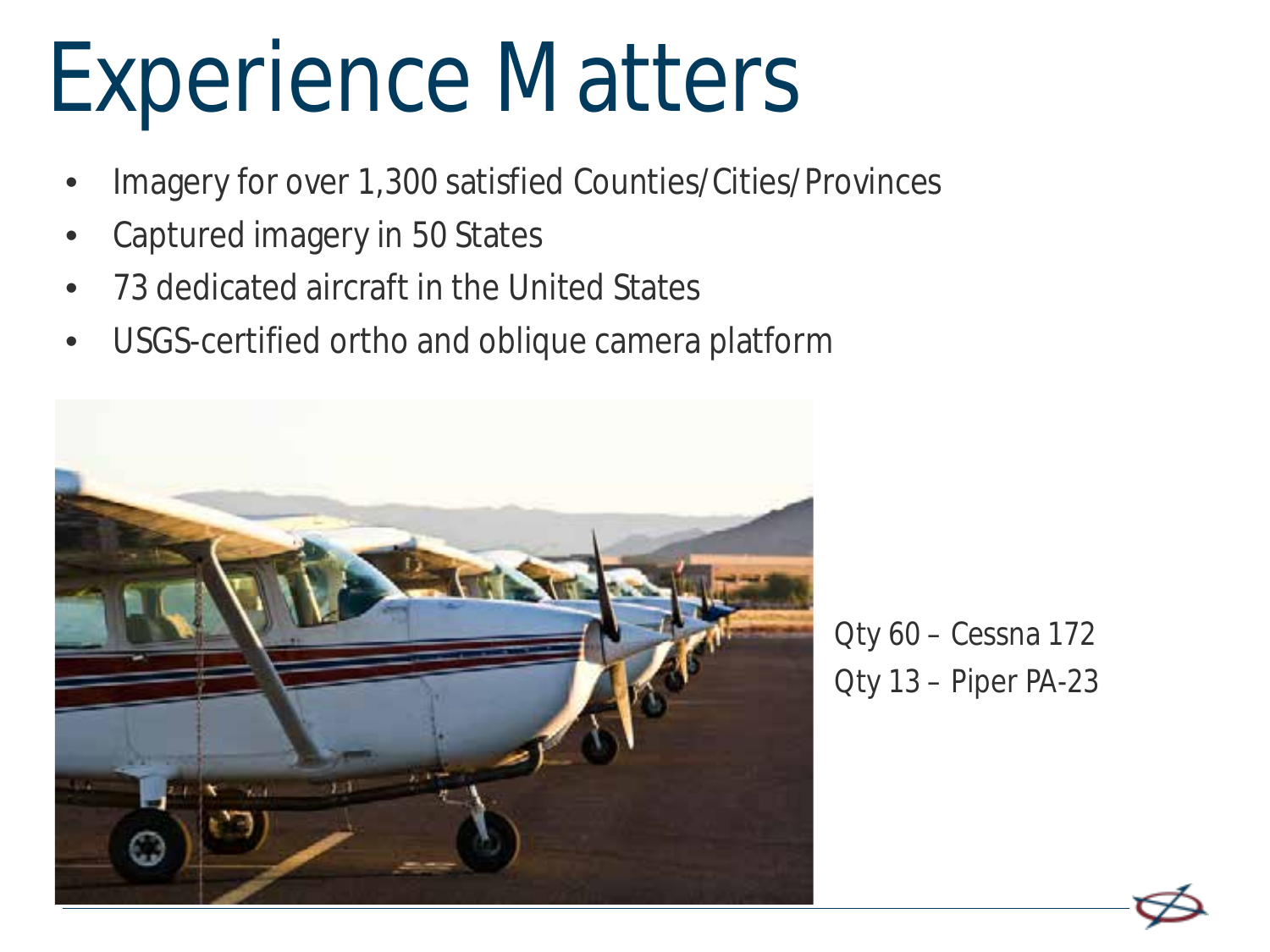# Experience Matters

- Imagery for over 1,300 satisfied Counties/Cities/Provinces
- Captured imagery in 50 States
- 73 dedicated aircraft in the United States
- USGS-certified ortho and oblique camera platform

Qty 60 – Cessna 172
Qty 13 – Piper PA-23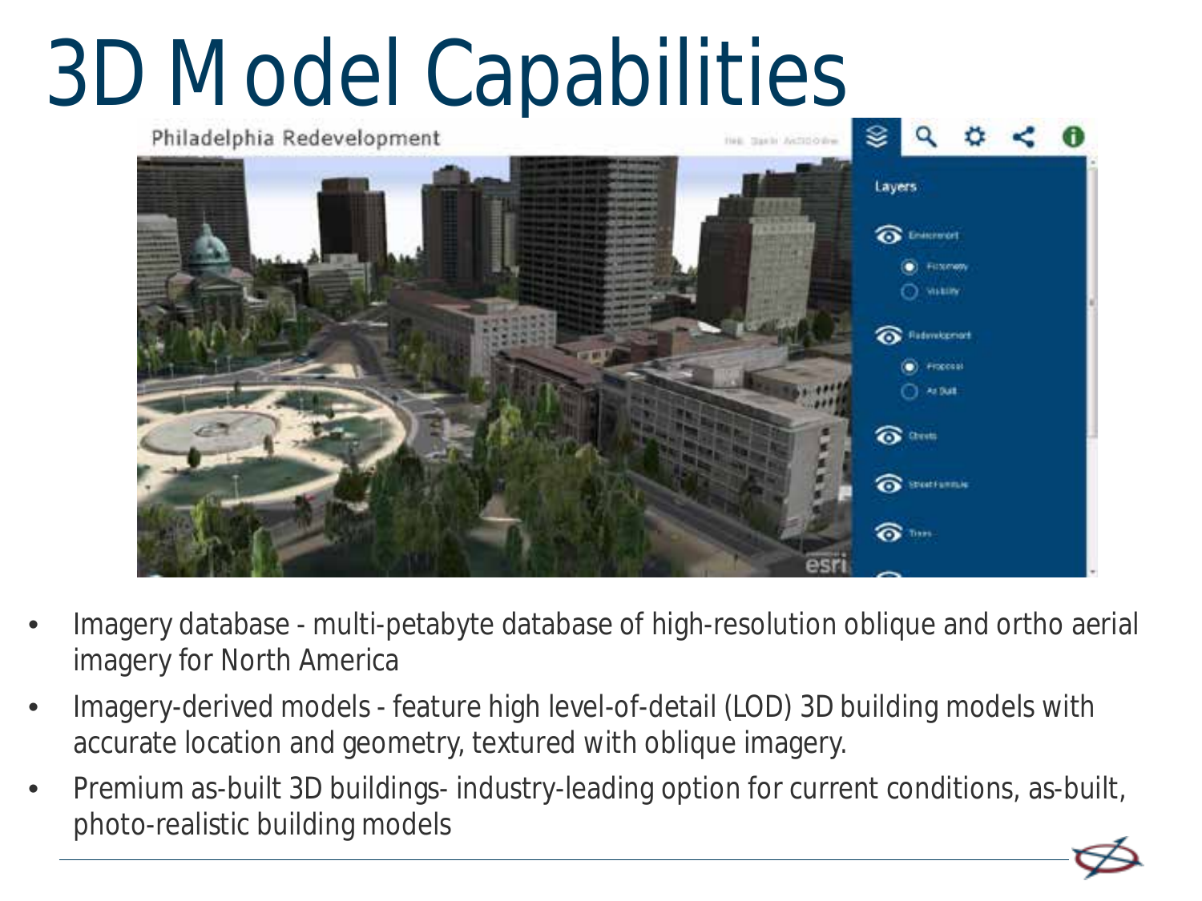# 3D Model Capabilities

- Imagery database - multi-petabyte database of high-resolution oblique and ortho aerial imagery for North America
- Imagery-derived models - feature high level-of-detail (LOD) 3D building models with accurate location and geometry, textured with oblique imagery.
- Premium as-built 3D buildings- industry-leading option for current conditions, as-built, photo-realistic building models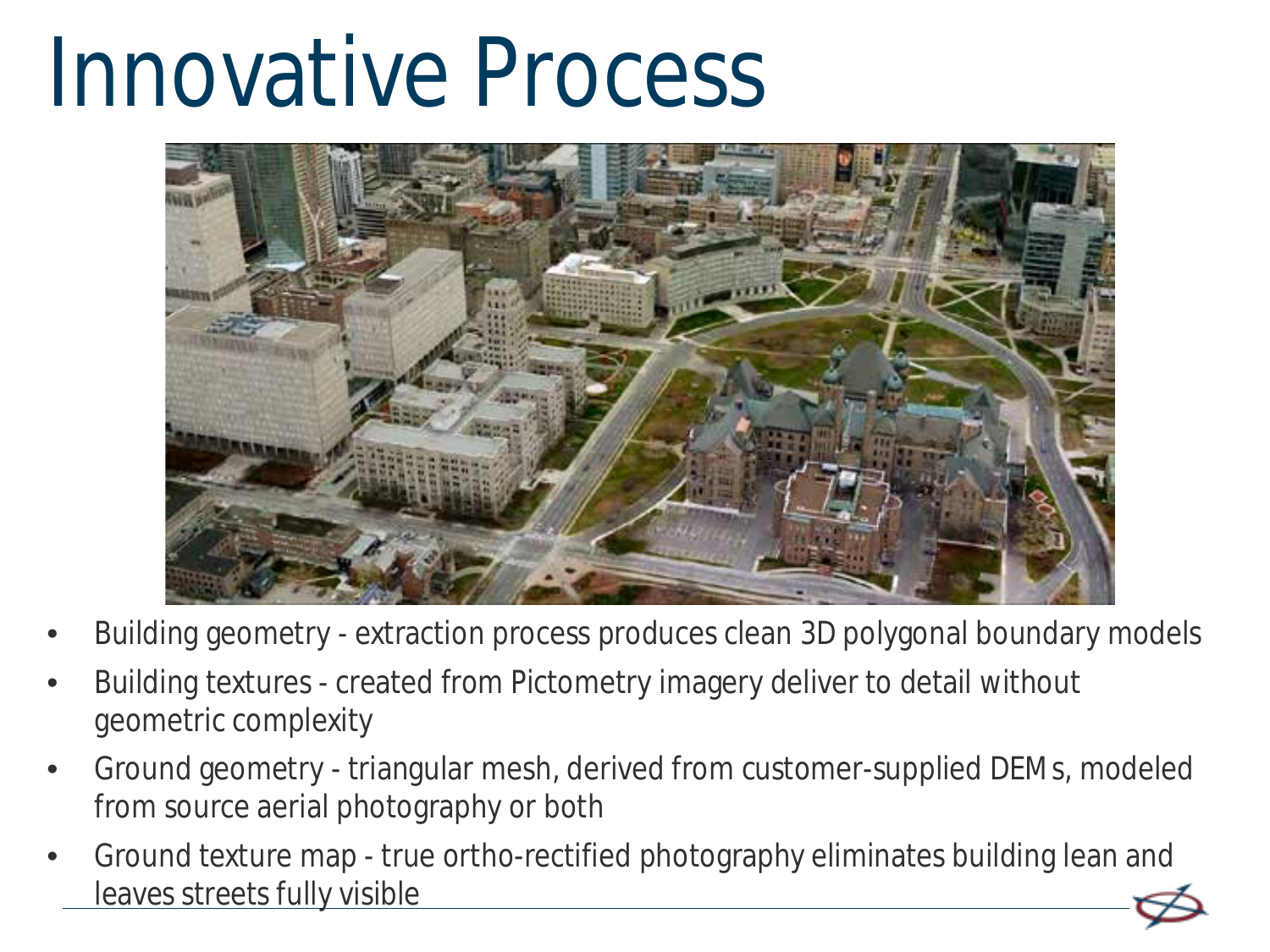# Innovative Process

- Building geometry - extraction process produces clean 3D polygonal boundary models
- Building textures - created from Pictometry imagery deliver to detail without geometric complexity
- Ground geometry - triangular mesh, derived from customer-supplied DEMs, modeled from source aerial photography or both
- Ground texture map - true ortho-rectified photography eliminates building lean and leaves streets fully visible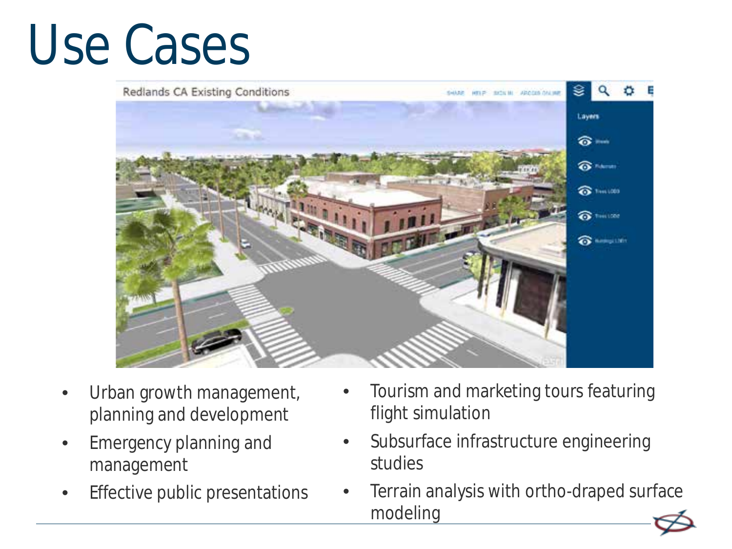# Use Cases

- Urban growth management, planning and development
- Emergency planning and management
- Effective public presentations
- Tourism and marketing tours featuring flight simulation
- Subsurface infrastructure engineering studies
- Terrain analysis with ortho-draped surface modeling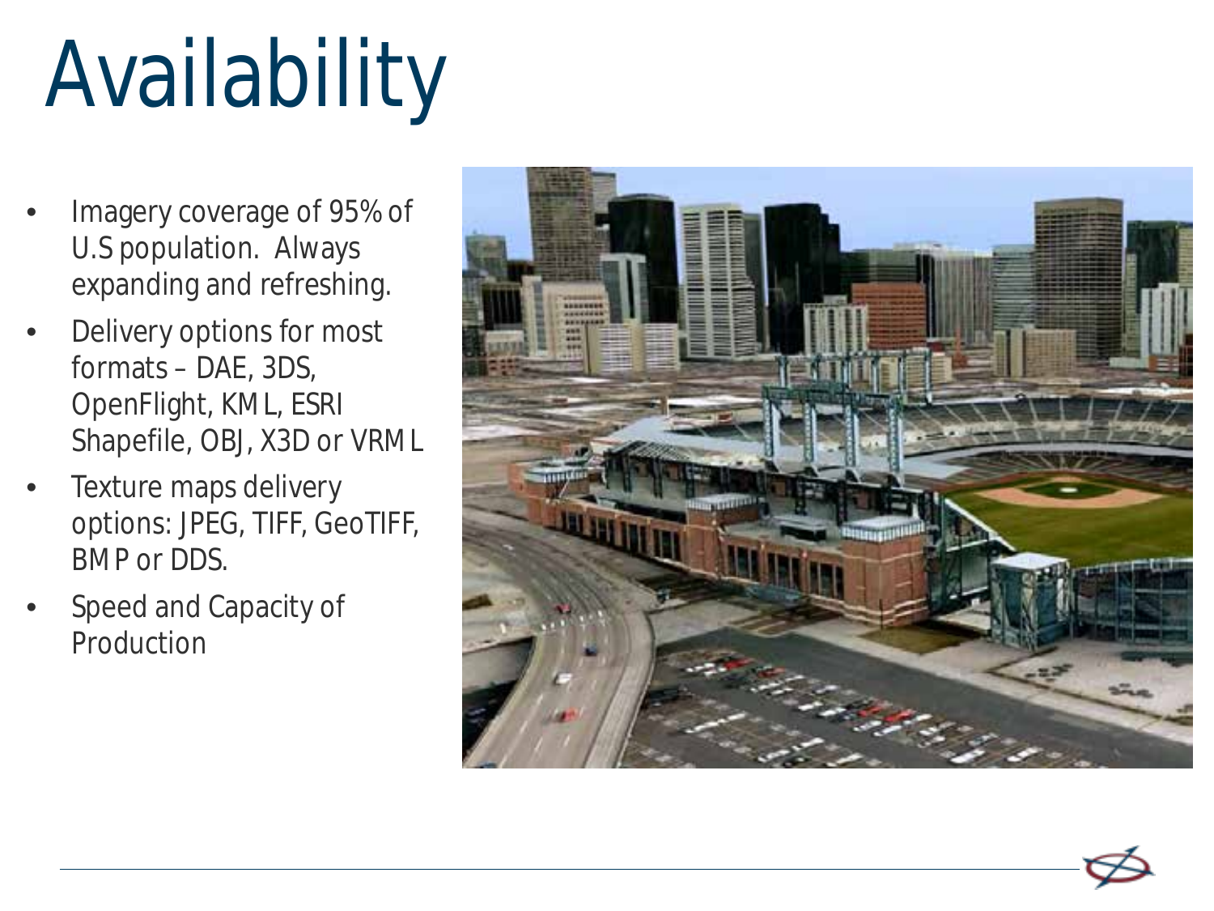# Availability

- Imagery coverage of 95% of U.S population. Always expanding and refreshing.
- Delivery options for most formats – DAE, 3DS, OpenFlight, KML, ESRI Shapefile, OBJ, X3D or VRML
- Texture maps delivery options: JPEG, TIFF, GeoTIFF, BMP or DDS.
- Speed and Capacity of Production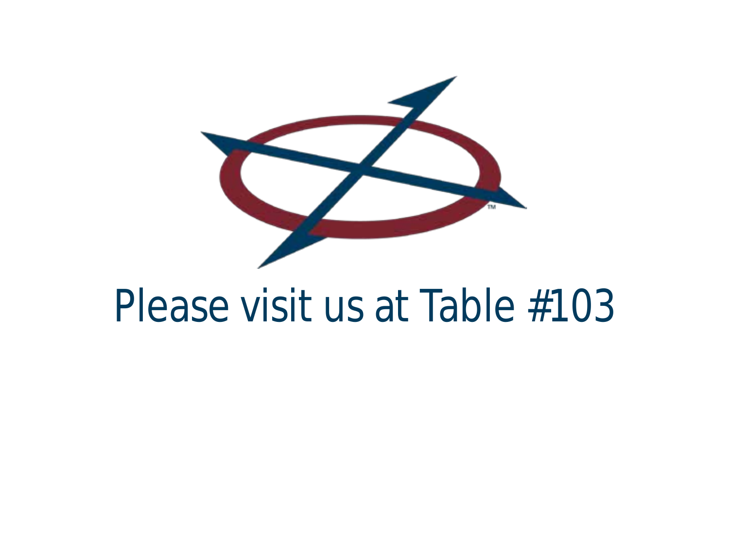Please visit us at Table #103